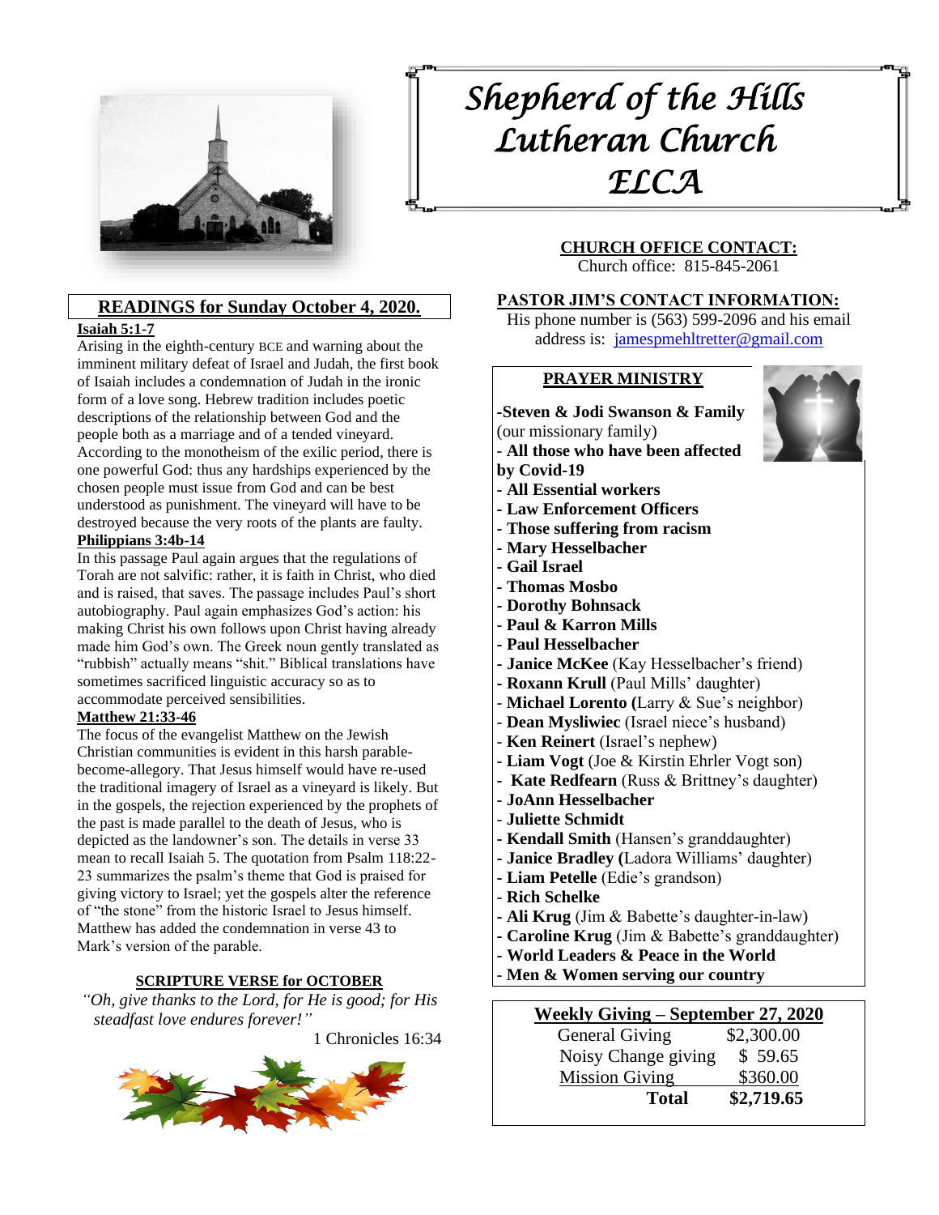# Shepherd of the Hills Lutheran Church ELCA

## READINGS for Sunday October 4, 2020.

**Isaiah 5:1-7**

Arising in the eighth-century BCE and warning about the imminent military defeat of Israel and Judah, the first book of Isaiah includes a condemnation of Judah in the ironic form of a love song. Hebrew tradition includes poetic descriptions of the relationship between God and the people both as a marriage and of a tended vineyard. According to the monotheism of the exilic period, there is one powerful God: thus any hardships experienced by the chosen people must issue from God and can be best understood as punishment. The vineyard will have to be destroyed because the very roots of the plants are faulty.

**Philippians 3:4b-14**

In this passage Paul again argues that the regulations of Torah are not salvific: rather, it is faith in Christ, who died and is raised, that saves. The passage includes Paul's short autobiography. Paul again emphasizes God's action: his making Christ his own follows upon Christ having already made him God's own. The Greek noun gently translated as "rubbish" actually means "shit." Biblical translations have sometimes sacrificed linguistic accuracy so as to accommodate perceived sensibilities.

**Matthew 21:33-46**

The focus of the evangelist Matthew on the Jewish Christian communities is evident in this harsh parable-become-allegory. That Jesus himself would have re-used the traditional imagery of Israel as a vineyard is likely. But in the gospels, the rejection experienced by the prophets of the past is made parallel to the death of Jesus, who is depicted as the landowner's son. The details in verse 33 mean to recall Isaiah 5. The quotation from Psalm 118:22-23 summarizes the psalm's theme that God is praised for giving victory to Israel; yet the gospels alter the reference of "the stone" from the historic Israel to Jesus himself. Matthew has added the condemnation in verse 43 to Mark's version of the parable.

### SCRIPTURE VERSE for OCTOBER

*"Oh, give thanks to the Lord, for He is good; for His steadfast love endures forever!"*

1 Chronicles 16:34

### CHURCH OFFICE CONTACT:

Church office: 815-845-2061

### PASTOR JIM'S CONTACT INFORMATION:

His phone number is (563) 599-2096 and his email address is: jamespmehltretter@gmail.com

### PRAYER MINISTRY

- **Steven & Jodi Swanson & Family** (our missionary family)
- **All those who have been affected by Covid-19**
- **All Essential workers**
- **Law Enforcement Officers**
- **Those suffering from racism**
- **Mary Hesselbacher**
- **Gail Israel**
- **Thomas Mosbo**
- **Dorothy Bohnsack**
- **Paul & Karron Mills**
- **Paul Hesselbacher**
- **Janice McKee** (Kay Hesselbacher's friend)
- **Roxann Krull** (Paul Mills' daughter)
- **Michael Lorento (**Larry & Sue's neighbor)
- **Dean Mysliwiec** (Israel niece's husband)
- **Ken Reinert** (Israel's nephew)
- **Liam Vogt** (Joe & Kirstin Ehrler Vogt son)
- **Kate Redfearn** (Russ & Brittney's daughter)
- **JoAnn Hesselbacher**
- **Juliette Schmidt**
- **Kendall Smith** (Hansen's granddaughter)
- **Janice Bradley (**Ladora Williams' daughter)
- **Liam Petelle** (Edie's grandson)
- **Rich Schelke**
- **Ali Krug** (Jim & Babette's daughter-in-law)
- **Caroline Krug** (Jim & Babette's granddaughter)
- **World Leaders & Peace in the World**
- **Men & Women serving our country**

### Weekly Giving – September 27, 2020

| | |
|---|---|
| General Giving | $2,300.00 |
| Noisy Change giving | $ 59.65 |
| Mission Giving | $360.00 |
| **Total** | **$2,719.65** |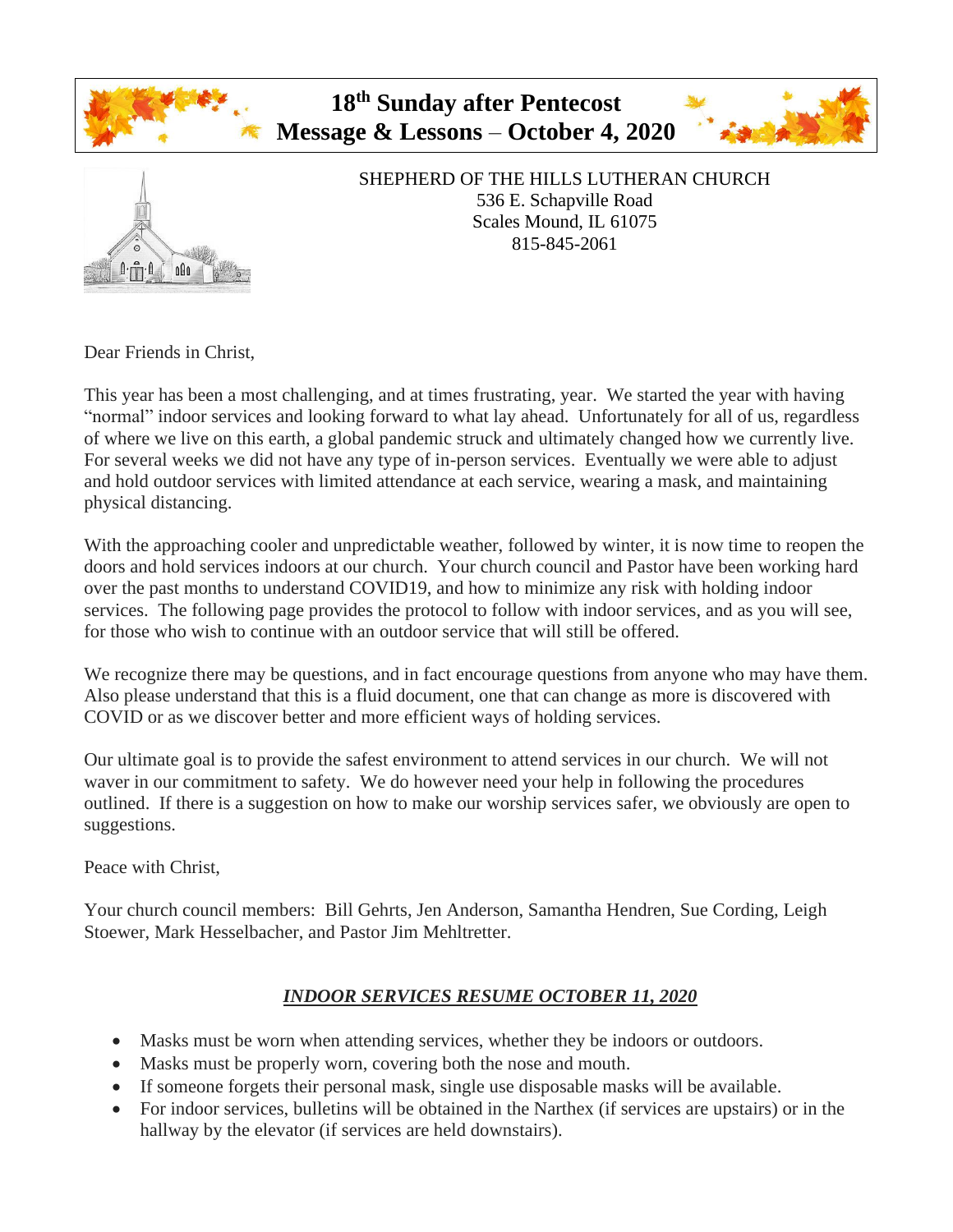# 18th Sunday after Pentecost
# Message & Lessons – October 4, 2020

SHEPHERD OF THE HILLS LUTHERAN CHURCH
536 E. Schapville Road
Scales Mound, IL 61075
815-845-2061

Dear Friends in Christ,

This year has been a most challenging, and at times frustrating, year. We started the year with having "normal" indoor services and looking forward to what lay ahead. Unfortunately for all of us, regardless of where we live on this earth, a global pandemic struck and ultimately changed how we currently live. For several weeks we did not have any type of in-person services. Eventually we were able to adjust and hold outdoor services with limited attendance at each service, wearing a mask, and maintaining physical distancing.

With the approaching cooler and unpredictable weather, followed by winter, it is now time to reopen the doors and hold services indoors at our church. Your church council and Pastor have been working hard over the past months to understand COVID19, and how to minimize any risk with holding indoor services. The following page provides the protocol to follow with indoor services, and as you will see, for those who wish to continue with an outdoor service that will still be offered.

We recognize there may be questions, and in fact encourage questions from anyone who may have them. Also please understand that this is a fluid document, one that can change as more is discovered with COVID or as we discover better and more efficient ways of holding services.

Our ultimate goal is to provide the safest environment to attend services in our church. We will not waver in our commitment to safety. We do however need your help in following the procedures outlined. If there is a suggestion on how to make our worship services safer, we obviously are open to suggestions.

Peace with Christ,

Your church council members: Bill Gehrts, Jen Anderson, Samantha Hendren, Sue Cording, Leigh Stoewer, Mark Hesselbacher, and Pastor Jim Mehltretter.

## ***INDOOR SERVICES RESUME OCTOBER 11, 2020***

- Masks must be worn when attending services, whether they be indoors or outdoors.
- Masks must be properly worn, covering both the nose and mouth.
- If someone forgets their personal mask, single use disposable masks will be available.
- For indoor services, bulletins will be obtained in the Narthex (if services are upstairs) or in the hallway by the elevator (if services are held downstairs).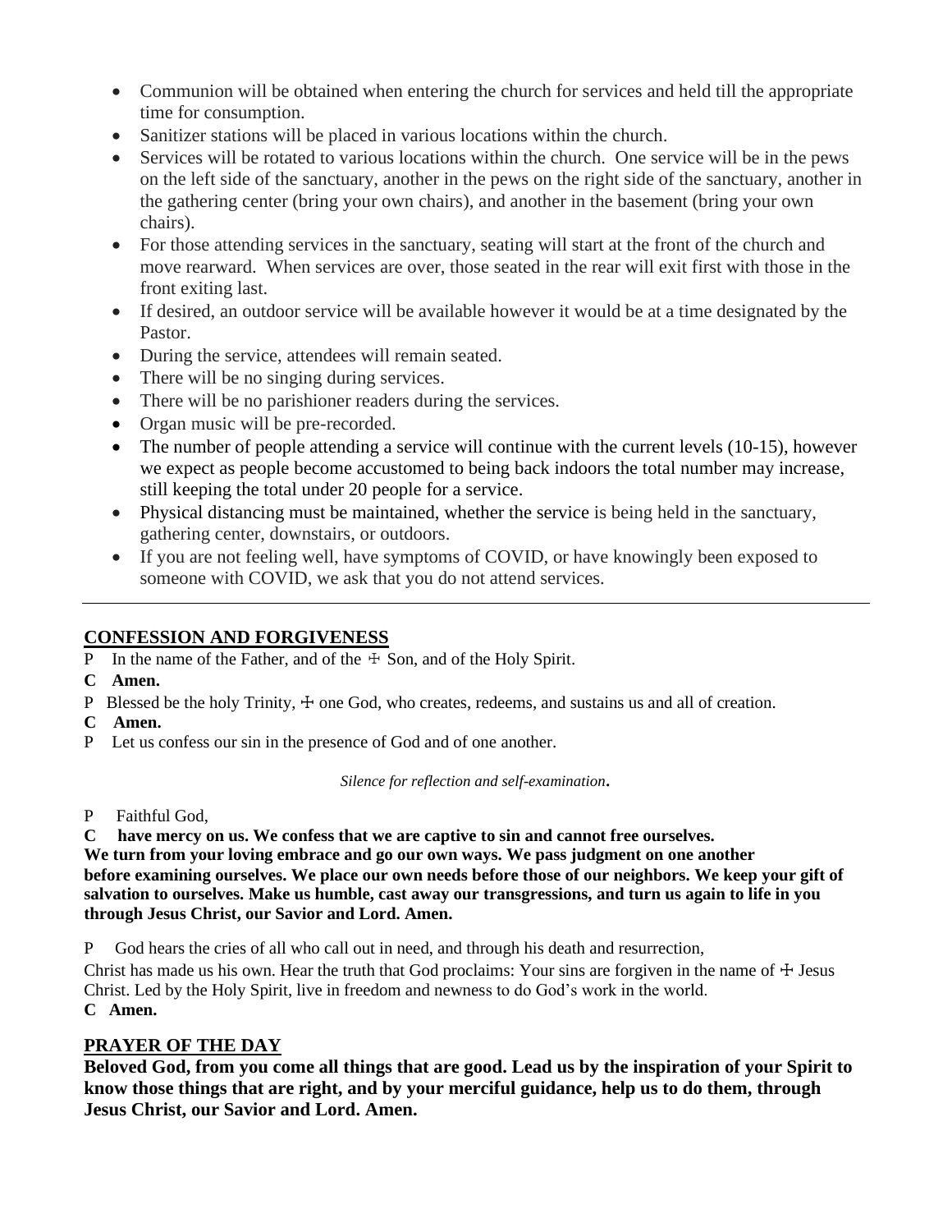- Communion will be obtained when entering the church for services and held till the appropriate time for consumption.
- Sanitizer stations will be placed in various locations within the church.
- Services will be rotated to various locations within the church. One service will be in the pews on the left side of the sanctuary, another in the pews on the right side of the sanctuary, another in the gathering center (bring your own chairs), and another in the basement (bring your own chairs).
- For those attending services in the sanctuary, seating will start at the front of the church and move rearward. When services are over, those seated in the rear will exit first with those in the front exiting last.
- If desired, an outdoor service will be available however it would be at a time designated by the Pastor.
- During the service, attendees will remain seated.
- There will be no singing during services.
- There will be no parishioner readers during the services.
- Organ music will be pre-recorded.
- The number of people attending a service will continue with the current levels (10-15), however we expect as people become accustomed to being back indoors the total number may increase, still keeping the total under 20 people for a service.
- Physical distancing must be maintained, whether the service is being held in the sanctuary, gathering center, downstairs, or outdoors.
- If you are not feeling well, have symptoms of COVID, or have knowingly been exposed to someone with COVID, we ask that you do not attend services.

---

## CONFESSION AND FORGIVENESS

P In the name of the Father, and of the ☩ Son, and of the Holy Spirit.

**C Amen.**

P Blessed be the holy Trinity, ☩ one God, who creates, redeems, and sustains us and all of creation.

**C Amen.**

P Let us confess our sin in the presence of God and of one another.

*Silence for reflection and self-examination*.

P Faithful God,

**C have mercy on us. We confess that we are captive to sin and cannot free ourselves. We turn from your loving embrace and go our own ways. We pass judgment on one another before examining ourselves. We place our own needs before those of our neighbors. We keep your gift of salvation to ourselves. Make us humble, cast away our transgressions, and turn us again to life in you through Jesus Christ, our Savior and Lord. Amen.**

P God hears the cries of all who call out in need, and through his death and resurrection, Christ has made us his own. Hear the truth that God proclaims: Your sins are forgiven in the name of ☩ Jesus Christ. Led by the Holy Spirit, live in freedom and newness to do God's work in the world.

**C Amen.**

## PRAYER OF THE DAY

**Beloved God, from you come all things that are good. Lead us by the inspiration of your Spirit to know those things that are right, and by your merciful guidance, help us to do them, through Jesus Christ, our Savior and Lord. Amen.**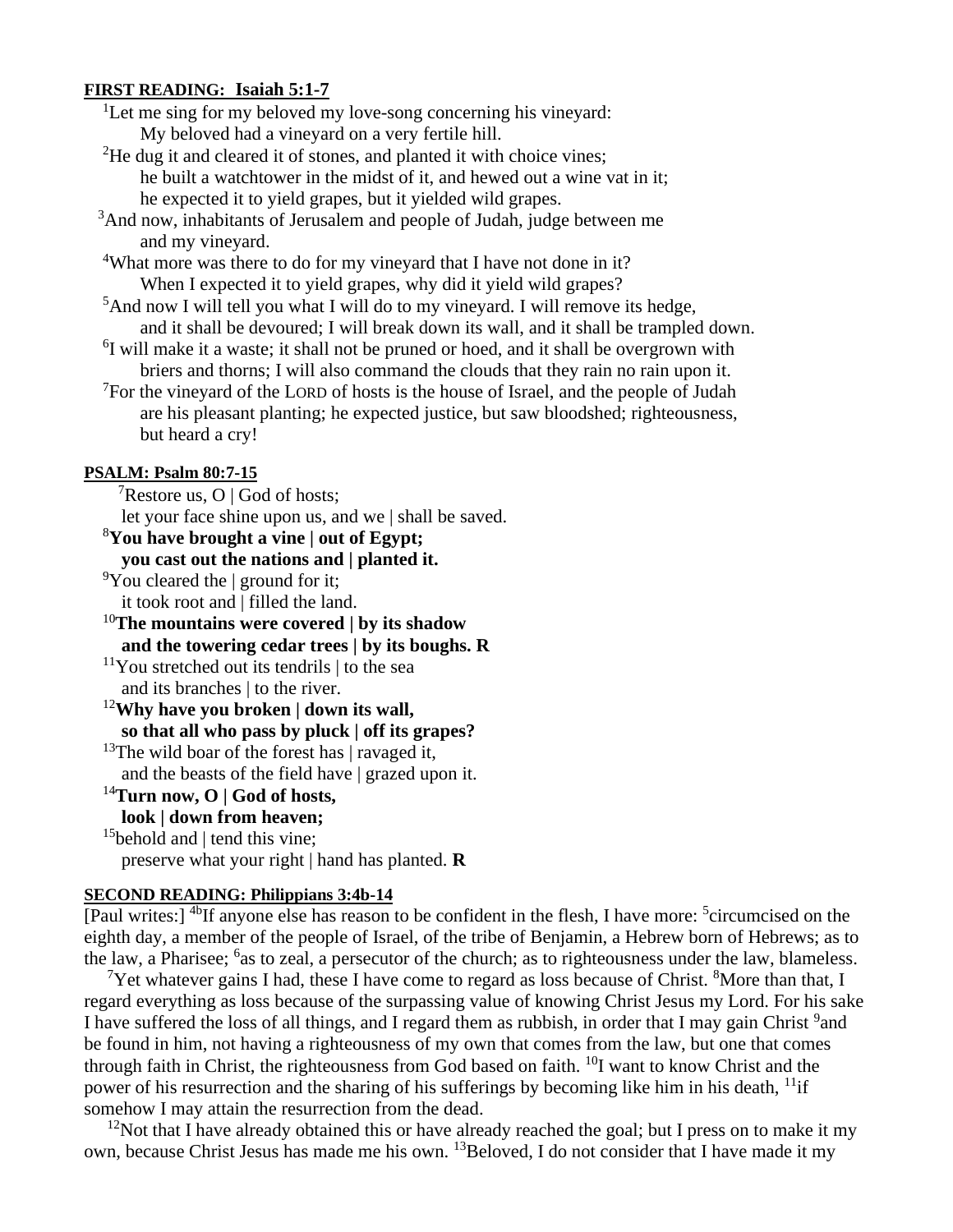**FIRST READING: Isaiah 5:1-7**

[1]Let me sing for my beloved my love-song concerning his vineyard:
My beloved had a vineyard on a very fertile hill.
[2]He dug it and cleared it of stones, and planted it with choice vines;
he built a watchtower in the midst of it, and hewed out a wine vat in it;
he expected it to yield grapes, but it yielded wild grapes.
[3]And now, inhabitants of Jerusalem and people of Judah, judge between me and my vineyard.
[4]What more was there to do for my vineyard that I have not done in it?
When I expected it to yield grapes, why did it yield wild grapes?
[5]And now I will tell you what I will do to my vineyard. I will remove its hedge, and it shall be devoured; I will break down its wall, and it shall be trampled down.
[6]I will make it a waste; it shall not be pruned or hoed, and it shall be overgrown with briers and thorns; I will also command the clouds that they rain no rain upon it.
[7]For the vineyard of the LORD of hosts is the house of Israel, and the people of Judah are his pleasant planting; he expected justice, but saw bloodshed; righteousness, but heard a cry!

**PSALM: Psalm 80:7-15**

[7]Restore us, O | God of hosts;
let your face shine upon us, and we | shall be saved.
**[8]You have brought a vine | out of Egypt;**
**you cast out the nations and | planted it.**
[9]You cleared the | ground for it;
it took root and | filled the land.
**[10]The mountains were covered | by its shadow**
**and the towering cedar trees | by its boughs. R**
[11]You stretched out its tendrils | to the sea
and its branches | to the river.
**[12]Why have you broken | down its wall,**
**so that all who pass by pluck | off its grapes?**
[13]The wild boar of the forest has | ravaged it,
and the beasts of the field have | grazed upon it.
**[14]Turn now, O | God of hosts,**
**look | down from heaven;**
[15]behold and | tend this vine;
preserve what your right | hand has planted. **R**

**SECOND READING: Philippians 3:4b-14**

[Paul writes:] [4b]If anyone else has reason to be confident in the flesh, I have more: [5]circumcised on the eighth day, a member of the people of Israel, of the tribe of Benjamin, a Hebrew born of Hebrews; as to the law, a Pharisee; [6]as to zeal, a persecutor of the church; as to righteousness under the law, blameless.

[7]Yet whatever gains I had, these I have come to regard as loss because of Christ. [8]More than that, I regard everything as loss because of the surpassing value of knowing Christ Jesus my Lord. For his sake I have suffered the loss of all things, and I regard them as rubbish, in order that I may gain Christ [9]and be found in him, not having a righteousness of my own that comes from the law, but one that comes through faith in Christ, the righteousness from God based on faith. [10]I want to know Christ and the power of his resurrection and the sharing of his sufferings by becoming like him in his death, [11]if somehow I may attain the resurrection from the dead.

[12]Not that I have already obtained this or have already reached the goal; but I press on to make it my own, because Christ Jesus has made me his own. [13]Beloved, I do not consider that I have made it my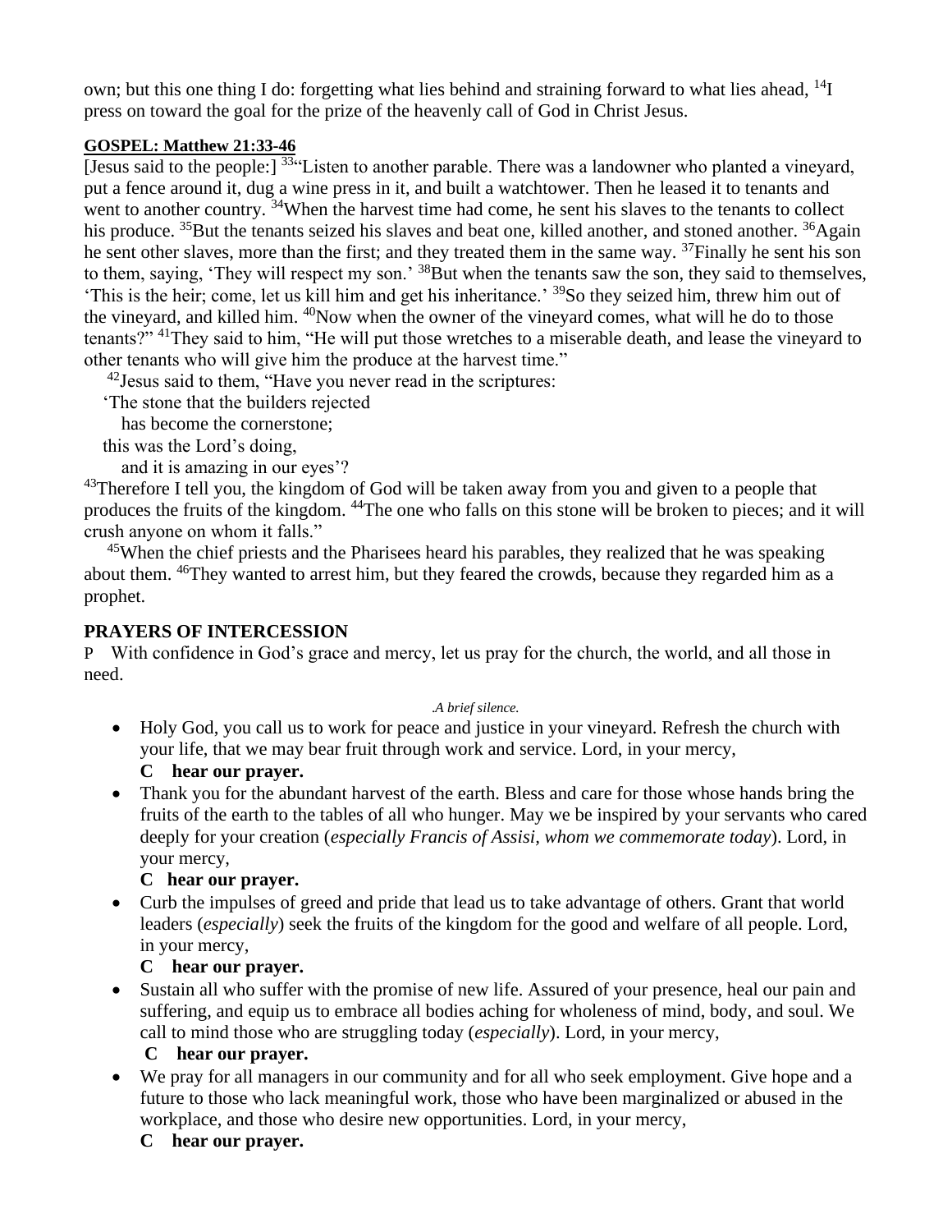own; but this one thing I do: forgetting what lies behind and straining forward to what lies ahead, [14]I press on toward the goal for the prize of the heavenly call of God in Christ Jesus.

**GOSPEL: Matthew 21:33-46**

[Jesus said to the people:] [33]"Listen to another parable. There was a landowner who planted a vineyard, put a fence around it, dug a wine press in it, and built a watchtower. Then he leased it to tenants and went to another country. [34]When the harvest time had come, he sent his slaves to the tenants to collect his produce. [35]But the tenants seized his slaves and beat one, killed another, and stoned another. [36]Again he sent other slaves, more than the first; and they treated them in the same way. [37]Finally he sent his son to them, saying, 'They will respect my son.' [38]But when the tenants saw the son, they said to themselves, 'This is the heir; come, let us kill him and get his inheritance.' [39]So they seized him, threw him out of the vineyard, and killed him. [40]Now when the owner of the vineyard comes, what will he do to those tenants?" [41]They said to him, "He will put those wretches to a miserable death, and lease the vineyard to other tenants who will give him the produce at the harvest time."

[42]Jesus said to them, "Have you never read in the scriptures:

'The stone that the builders rejected
has become the cornerstone;
this was the Lord's doing,
and it is amazing in our eyes'?

[43]Therefore I tell you, the kingdom of God will be taken away from you and given to a people that produces the fruits of the kingdom. [44]The one who falls on this stone will be broken to pieces; and it will crush anyone on whom it falls."

[45]When the chief priests and the Pharisees heard his parables, they realized that he was speaking about them. [46]They wanted to arrest him, but they feared the crowds, because they regarded him as a prophet.

## PRAYERS OF INTERCESSION

P With confidence in God's grace and mercy, let us pray for the church, the world, and all those in need.

*.A brief silence.*

- Holy God, you call us to work for peace and justice in your vineyard. Refresh the church with your life, that we may bear fruit through work and service. Lord, in your mercy,

  **C hear our prayer.**

- Thank you for the abundant harvest of the earth. Bless and care for those whose hands bring the fruits of the earth to the tables of all who hunger. May we be inspired by your servants who cared deeply for your creation (*especially Francis of Assisi, whom we commemorate today*). Lord, in your mercy,

  **C hear our prayer.**

- Curb the impulses of greed and pride that lead us to take advantage of others. Grant that world leaders (*especially*) seek the fruits of the kingdom for the good and welfare of all people. Lord, in your mercy,

  **C hear our prayer.**

- Sustain all who suffer with the promise of new life. Assured of your presence, heal our pain and suffering, and equip us to embrace all bodies aching for wholeness of mind, body, and soul. We call to mind those who are struggling today (*especially*). Lord, in your mercy,

  **C hear our prayer.**

- We pray for all managers in our community and for all who seek employment. Give hope and a future to those who lack meaningful work, those who have been marginalized or abused in the workplace, and those who desire new opportunities. Lord, in your mercy,

  **C hear our prayer.**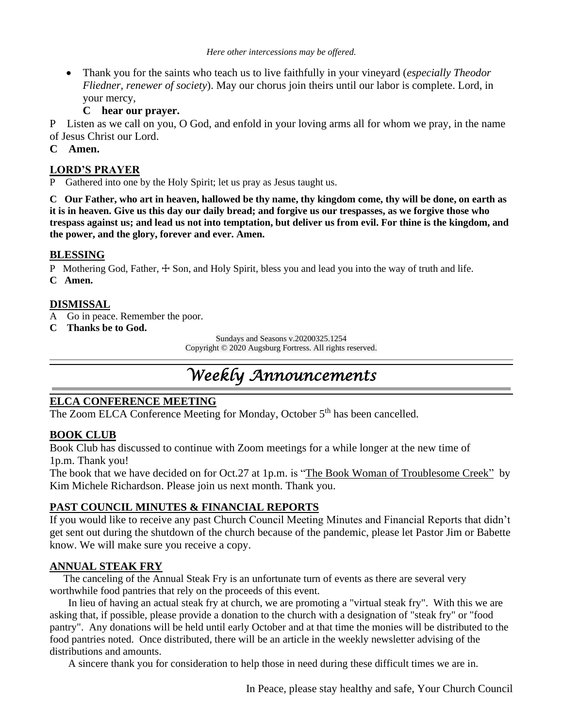*Here other intercessions may be offered.*

- Thank you for the saints who teach us to live faithfully in your vineyard (*especially Theodor Fliedner, renewer of society*). May our chorus join theirs until our labor is complete. Lord, in your mercy,

  **C hear our prayer.**

P Listen as we call on you, O God, and enfold in your loving arms all for whom we pray, in the name of Jesus Christ our Lord.

**C Amen.**

## LORD'S PRAYER

P Gathered into one by the Holy Spirit; let us pray as Jesus taught us.

**C Our Father, who art in heaven, hallowed be thy name, thy kingdom come, thy will be done, on earth as it is in heaven. Give us this day our daily bread; and forgive us our trespasses, as we forgive those who trespass against us; and lead us not into temptation, but deliver us from evil. For thine is the kingdom, and the power, and the glory, forever and ever. Amen.**

## BLESSING

P Mothering God, Father, ☩ Son, and Holy Spirit, bless you and lead you into the way of truth and life.

**C Amen.**

## DISMISSAL

A Go in peace. Remember the poor.

**C Thanks be to God.**

Sundays and Seasons v.20200325.1254
Copyright © 2020 Augsburg Fortress. All rights reserved.

# *Weekly Announcements*

## ELCA CONFERENCE MEETING

The Zoom ELCA Conference Meeting for Monday, October 5th has been cancelled.

## BOOK CLUB

Book Club has discussed to continue with Zoom meetings for a while longer at the new time of 1p.m. Thank you!

The book that we have decided on for Oct.27 at 1p.m. is "The Book Woman of Troublesome Creek" by Kim Michele Richardson. Please join us next month. Thank you.

## PAST COUNCIL MINUTES & FINANCIAL REPORTS

If you would like to receive any past Church Council Meeting Minutes and Financial Reports that didn't get sent out during the shutdown of the church because of the pandemic, please let Pastor Jim or Babette know. We will make sure you receive a copy.

## ANNUAL STEAK FRY

The canceling of the Annual Steak Fry is an unfortunate turn of events as there are several very worthwhile food pantries that rely on the proceeds of this event.

In lieu of having an actual steak fry at church, we are promoting a "virtual steak fry". With this we are asking that, if possible, please provide a donation to the church with a designation of "steak fry" or "food pantry". Any donations will be held until early October and at that time the monies will be distributed to the food pantries noted. Once distributed, there will be an article in the weekly newsletter advising of the distributions and amounts.

A sincere thank you for consideration to help those in need during these difficult times we are in.

In Peace, please stay healthy and safe, Your Church Council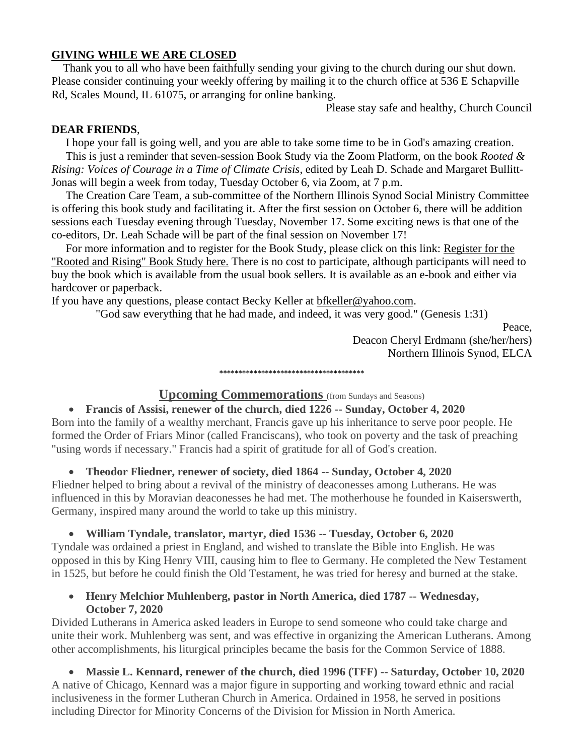**GIVING WHILE WE ARE CLOSED**

Thank you to all who have been faithfully sending your giving to the church during our shut down. Please consider continuing your weekly offering by mailing it to the church office at 536 E Schapville Rd, Scales Mound, IL 61075, or arranging for online banking.

Please stay safe and healthy, Church Council

**DEAR FRIENDS**,

I hope your fall is going well, and you are able to take some time to be in God's amazing creation.

This is just a reminder that seven-session Book Study via the Zoom Platform, on the book *Rooted & Rising: Voices of Courage in a Time of Climate Crisis*, edited by Leah D. Schade and Margaret Bullitt-Jonas will begin a week from today, Tuesday October 6, via Zoom, at 7 p.m.

The Creation Care Team, a sub-committee of the Northern Illinois Synod Social Ministry Committee is offering this book study and facilitating it. After the first session on October 6, there will be addition sessions each Tuesday evening through Tuesday, November 17. Some exciting news is that one of the co-editors, Dr. Leah Schade will be part of the final session on November 17!

For more information and to register for the Book Study, please click on this link: Register for the "Rooted and Rising" Book Study here. There is no cost to participate, although participants will need to buy the book which is available from the usual book sellers. It is available as an e-book and either via hardcover or paperback.

If you have any questions, please contact Becky Keller at bfkeller@yahoo.com.

"God saw everything that he had made, and indeed, it was very good." (Genesis 1:31)

Peace,

Deacon Cheryl Erdmann (she/her/hers)

Northern Illinois Synod, ELCA

\*\*\*\*\*\*\*\*\*\*\*\*\*\*\*\*\*\*\*\*\*\*\*\*\*\*\*\*\*\*\*\*\*\*\*\*\*\*

## Upcoming Commemorations (from Sundays and Seasons)

- **Francis of Assisi, renewer of the church, died 1226 -- Sunday, October 4, 2020**

Born into the family of a wealthy merchant, Francis gave up his inheritance to serve poor people. He formed the Order of Friars Minor (called Franciscans), who took on poverty and the task of preaching "using words if necessary." Francis had a spirit of gratitude for all of God's creation.

- **Theodor Fliedner, renewer of society, died 1864 -- Sunday, October 4, 2020**

Fliedner helped to bring about a revival of the ministry of deaconesses among Lutherans. He was influenced in this by Moravian deaconesses he had met. The motherhouse he founded in Kaiserswerth, Germany, inspired many around the world to take up this ministry.

- **William Tyndale, translator, martyr, died 1536 -- Tuesday, October 6, 2020**

Tyndale was ordained a priest in England, and wished to translate the Bible into English. He was opposed in this by King Henry VIII, causing him to flee to Germany. He completed the New Testament in 1525, but before he could finish the Old Testament, he was tried for heresy and burned at the stake.

- **Henry Melchior Muhlenberg, pastor in North America, died 1787 -- Wednesday, October 7, 2020**

Divided Lutherans in America asked leaders in Europe to send someone who could take charge and unite their work. Muhlenberg was sent, and was effective in organizing the American Lutherans. Among other accomplishments, his liturgical principles became the basis for the Common Service of 1888.

- **Massie L. Kennard, renewer of the church, died 1996 (TFF) -- Saturday, October 10, 2020**

A native of Chicago, Kennard was a major figure in supporting and working toward ethnic and racial inclusiveness in the former Lutheran Church in America. Ordained in 1958, he served in positions including Director for Minority Concerns of the Division for Mission in North America.